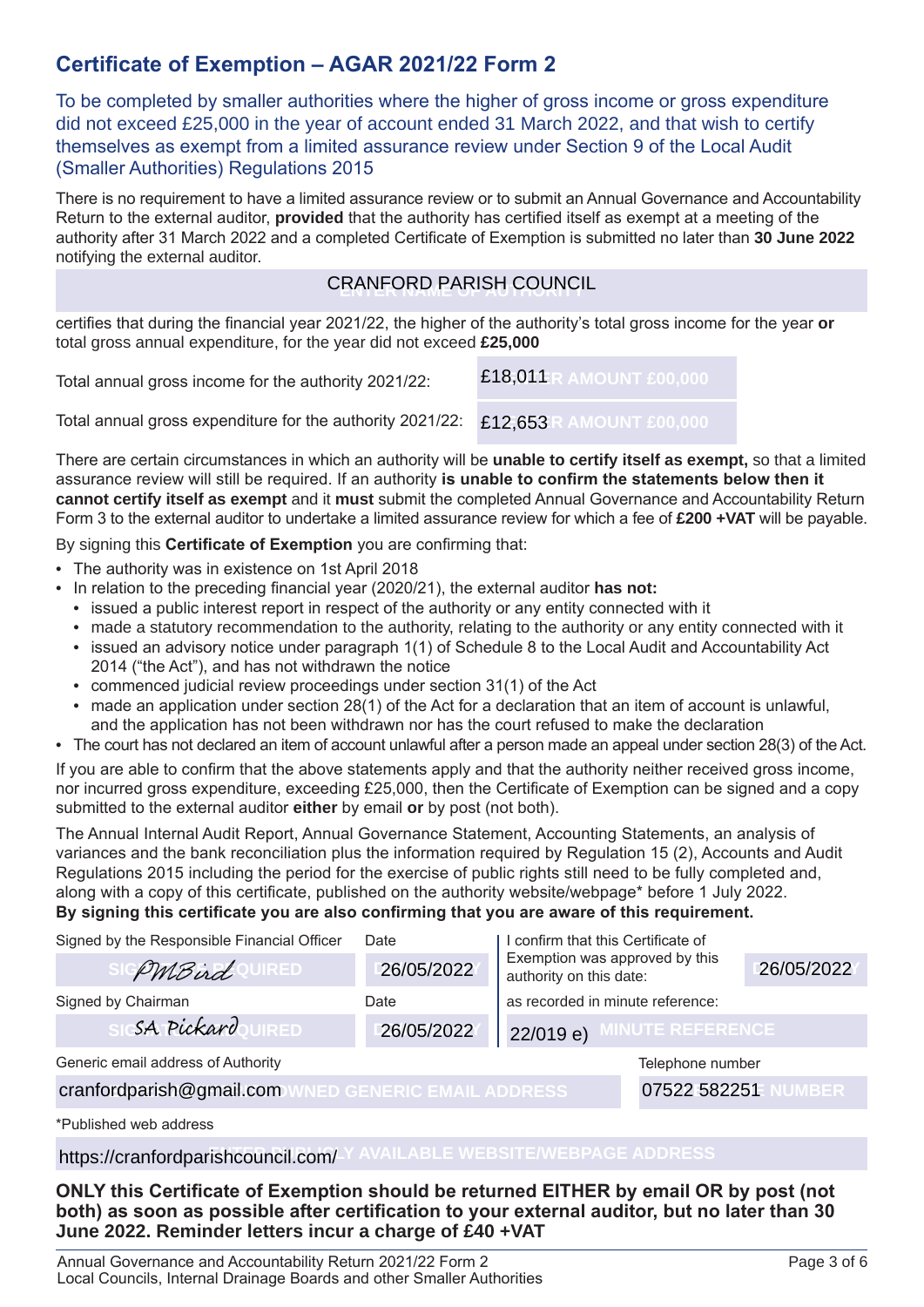# Certificate of Exemption – AGAR 2021/22 Form 2

To be completed by smaller authorities where the higher of gross income or gross expenditure did not exceed £25,000 in the year of account ended 31 March 2022, and that wish to certify themselves as exempt from a limited assurance review under Section 9 of the Local Audit (Smaller Authorities) Regulations 2015

There is no requirement to have a limited assurance review or to submit an Annual Governance and Accountability Return to the external auditor, **provided** that the authority has certified itself as exempt at a meeting of the authority after 31 March 2022 and a completed Certificate of Exemption is submitted no later than **30 June 2022** notifying the external auditor.

CRANFORD PARISH COUNCIL

certifies that during the financial year 2021/22, the higher of the authority's total gross income for the year **or** total gross annual expenditure, for the year did not exceed **£25,000**

| | |
|---|---|
| Total annual gross income for the authority 2021/22: | £18,011 |
| Total annual gross expenditure for the authority 2021/22: | £12,653 |

There are certain circumstances in which an authority will be **unable to certify itself as exempt,** so that a limited assurance review will still be required. If an authority **is unable to confirm the statements below then it cannot certify itself as exempt** and it **must** submit the completed Annual Governance and Accountability Return Form 3 to the external auditor to undertake a limited assurance review for which a fee of **£200 +VAT** will be payable.

By signing this **Certificate of Exemption** you are confirming that:

- The authority was in existence on 1st April 2018
- In relation to the preceding financial year (2020/21), the external auditor **has not:**
  - issued a public interest report in respect of the authority or any entity connected with it
  - made a statutory recommendation to the authority, relating to the authority or any entity connected with it
  - issued an advisory notice under paragraph 1(1) of Schedule 8 to the Local Audit and Accountability Act 2014 ("the Act"), and has not withdrawn the notice
  - commenced judicial review proceedings under section 31(1) of the Act
  - made an application under section 28(1) of the Act for a declaration that an item of account is unlawful, and the application has not been withdrawn nor has the court refused to make the declaration
- The court has not declared an item of account unlawful after a person made an appeal under section 28(3) of the Act.

If you are able to confirm that the above statements apply and that the authority neither received gross income, nor incurred gross expenditure, exceeding £25,000, then the Certificate of Exemption can be signed and a copy submitted to the external auditor **either** by email **or** by post (not both).

The Annual Internal Audit Report, Annual Governance Statement, Accounting Statements, an analysis of variances and the bank reconciliation plus the information required by Regulation 15 (2), Accounts and Audit Regulations 2015 including the period for the exercise of public rights still need to be fully completed and, along with a copy of this certificate, published on the authority website/webpage* before 1 July 2022.
**By signing this certificate you are also confirming that you are aware of this requirement.**

| Signed by the Responsible Financial Officer | Date | I confirm that this Certificate of Exemption was approved by this authority on this date: | |
|---|---|---|---|
| PMBird | 26/05/2022 | | 26/05/2022 |
| **Signed by Chairman** | **Date** | **as recorded in minute reference:** | |
| SA Pickard | 26/05/2022 | 22/019 e) | |

| Generic email address of Authority | Telephone number |
|---|---|
| cranfordparish@gmail.com | 07522 582251 |

*Published web address

https://cranfordparishcouncil.com/

**ONLY this Certificate of Exemption should be returned EITHER by email OR by post (not both) as soon as possible after certification to your external auditor, but no later than 30 June 2022. Reminder letters incur a charge of £40 +VAT**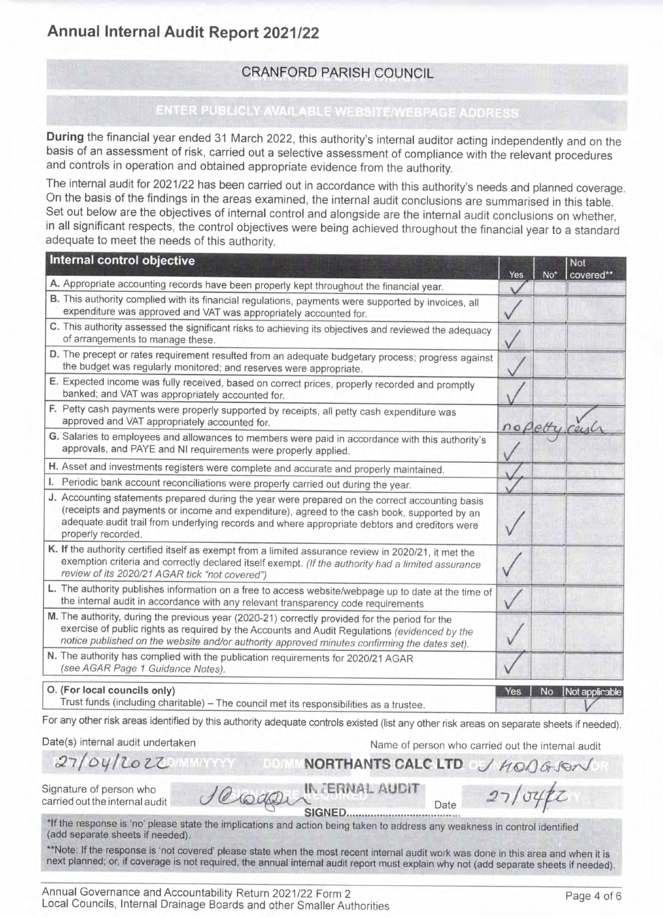# Annual Internal Audit Report 2021/22

CRANFORD PARISH COUNCIL

ENTER PUBLICLY AVAILABLE WEBSITE/WEBPAGE ADDRESS

**During** the financial year ended 31 March 2022, this authority's internal auditor acting independently and on the basis of an assessment of risk, carried out a selective assessment of compliance with the relevant procedures and controls in operation and obtained appropriate evidence from the authority.

The internal audit for 2021/22 has been carried out in accordance with this authority's needs and planned coverage. On the basis of the findings in the areas examined, the internal audit conclusions are summarised in this table. Set out below are the objectives of internal control and alongside are the internal audit conclusions on whether, in all significant respects, the control objectives were being achieved throughout the financial year to a standard adequate to meet the needs of this authority.

| Internal control objective | Yes | No* | Not covered** |
|---|---|---|---|
| **A.** Appropriate accounting records have been properly kept throughout the financial year. | ✓ | | |
| **B.** This authority complied with its financial regulations, payments were supported by invoices, all expenditure was approved and VAT was appropriately accounted for. | ✓ | | |
| **C.** This authority assessed the significant risks to achieving its objectives and reviewed the adequacy of arrangements to manage these. | ✓ | | |
| **D.** The precept or rates requirement resulted from an adequate budgetary process; progress against the budget was regularly monitored; and reserves were appropriate. | ✓ | | |
| **E.** Expected income was fully received, based on correct prices, properly recorded and promptly banked; and VAT was appropriately accounted for. | ✓ | | |
| **F.** Petty cash payments were properly supported by receipts, all petty cash expenditure was approved and VAT appropriately accounted for. | no petty cash | | ✓ |
| **G.** Salaries to employees and allowances to members were paid in accordance with this authority's approvals, and PAYE and NI requirements were properly applied. | ✓ | | |
| **H.** Asset and investments registers were complete and accurate and properly maintained. | ✓ | | |
| **I.** Periodic bank account reconciliations were properly carried out during the year. | ✓ | | |
| **J.** Accounting statements prepared during the year were prepared on the correct accounting basis (receipts and payments or income and expenditure), agreed to the cash book, supported by an adequate audit trail from underlying records and where appropriate debtors and creditors were properly recorded. | ✓ | | |
| **K.** If the authority certified itself as exempt from a limited assurance review in 2020/21, it met the exemption criteria and correctly declared itself exempt. *(If the authority had a limited assurance review of its 2020/21 AGAR tick "not covered")* | ✓ | | |
| **L.** The authority publishes information on a free to access website/webpage up to date at the time of the internal audit in accordance with any relevant transparency code requirements | ✓ | | |
| **M.** The authority, during the previous year (2020-21) correctly provided for the period for the exercise of public rights as required by the Accounts and Audit Regulations *(evidenced by the notice published on the website and/or authority approved minutes confirming the dates set).* | ✓ | | |
| **N.** The authority has complied with the publication requirements for 2020/21 AGAR *(see AGAR Page 1 Guidance Notes).* | ✓ | | |

| **O. (For local councils only)** Trust funds (including charitable) – The council met its responsibilities as a trustee. | Yes | No | Not applicable |
|---|---|---|---|
| | | | ✓ |

For any other risk areas identified by this authority adequate controls existed (list any other risk areas on separate sheets if needed).

Date(s) internal audit undertaken: 27/04/2022

Name of person who carried out the internal audit: NORTHANTS CALC LTD / J HODGSON

Signature of person who carried out the internal audit: INTERNAL AUDIT SIGNED [signature]  Date: 27/04/22

*If the response is 'no' please state the implications and action being taken to address any weakness in control identified (add separate sheets if needed).

**Note: If the response is 'not covered' please state when the most recent internal audit work was done in this area and when it is next planned; or, if coverage is not required, the annual internal audit report must explain why not (add separate sheets if needed).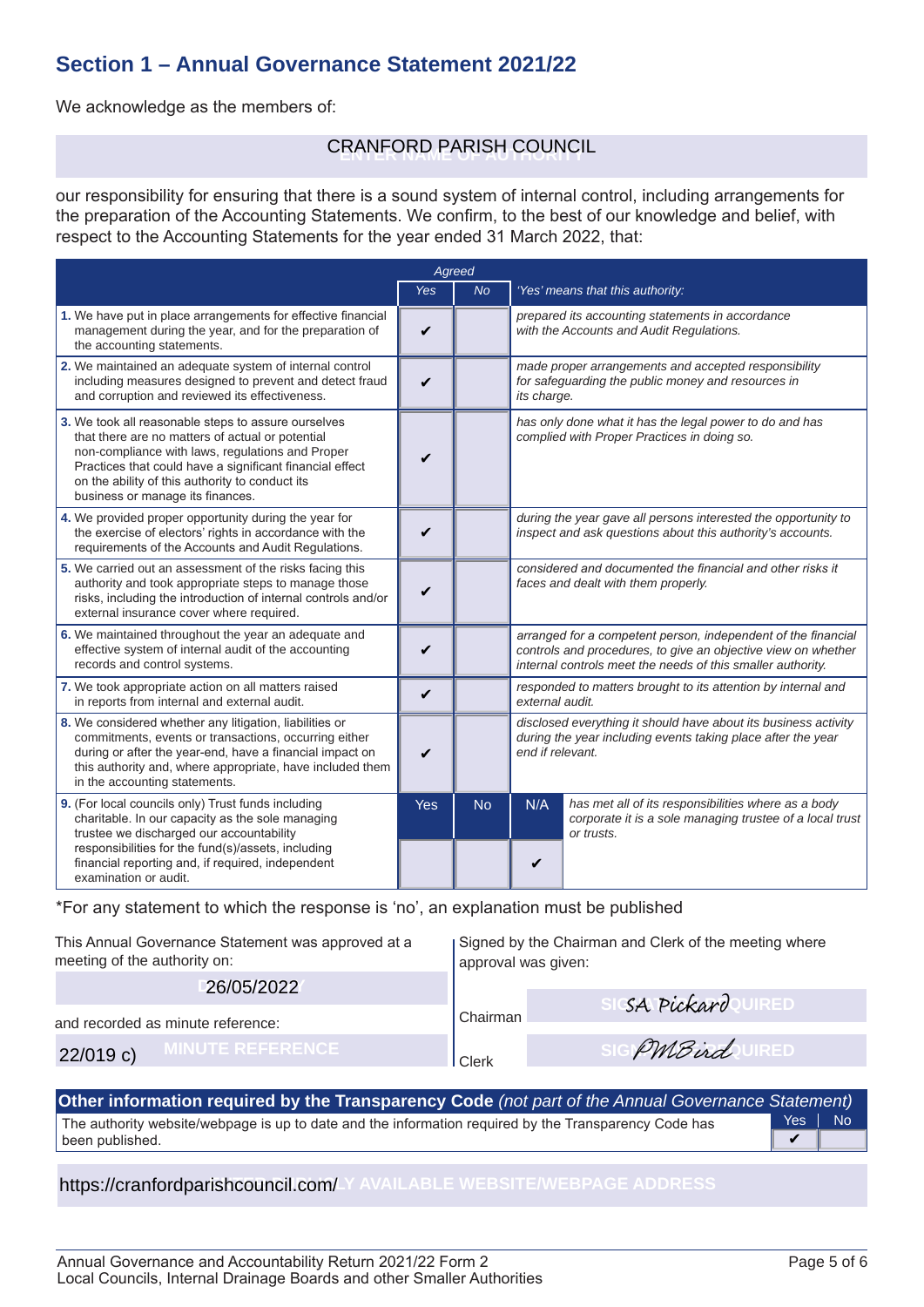## Section 1 – Annual Governance Statement 2021/22

We acknowledge as the members of:

CRANFORD PARISH COUNCIL

our responsibility for ensuring that there is a sound system of internal control, including arrangements for the preparation of the Accounting Statements. We confirm, to the best of our knowledge and belief, with respect to the Accounting Statements for the year ended 31 March 2022, that:

| | *Agreed* | | |
|---|---|---|---|
| | *Yes* | *No* | *'Yes' means that this authority:* |
| **1.** We have put in place arrangements for effective financial management during the year, and for the preparation of the accounting statements. | ✔ | | *prepared its accounting statements in accordance with the Accounts and Audit Regulations.* |
| **2.** We maintained an adequate system of internal control including measures designed to prevent and detect fraud and corruption and reviewed its effectiveness. | ✔ | | *made proper arrangements and accepted responsibility for safeguarding the public money and resources in its charge.* |
| **3.** We took all reasonable steps to assure ourselves that there are no matters of actual or potential non-compliance with laws, regulations and Proper Practices that could have a significant financial effect on the ability of this authority to conduct its business or manage its finances. | ✔ | | *has only done what it has the legal power to do and has complied with Proper Practices in doing so.* |
| **4.** We provided proper opportunity during the year for the exercise of electors' rights in accordance with the requirements of the Accounts and Audit Regulations. | ✔ | | *during the year gave all persons interested the opportunity to inspect and ask questions about this authority's accounts.* |
| **5.** We carried out an assessment of the risks facing this authority and took appropriate steps to manage those risks, including the introduction of internal controls and/or external insurance cover where required. | ✔ | | *considered and documented the financial and other risks it faces and dealt with them properly.* |
| **6.** We maintained throughout the year an adequate and effective system of internal audit of the accounting records and control systems. | ✔ | | *arranged for a competent person, independent of the financial controls and procedures, to give an objective view on whether internal controls meet the needs of this smaller authority.* |
| **7.** We took appropriate action on all matters raised in reports from internal and external audit. | ✔ | | *responded to matters brought to its attention by internal and external audit.* |
| **8.** We considered whether any litigation, liabilities or commitments, events or transactions, occurring either during or after the year-end, have a financial impact on this authority and, where appropriate, have included them in the accounting statements. | ✔ | | *disclosed everything it should have about its business activity during the year including events taking place after the year end if relevant.* |

| **9.** (For local councils only) Trust funds including charitable. In our capacity as the sole managing trustee we discharged our accountability responsibilities for the fund(s)/assets, including financial reporting and, if required, independent examination or audit. | Yes | No | N/A | *has met all of its responsibilities where as a body corporate it is a sole managing trustee of a local trust or trusts.* |
|---|---|---|---|---|
| | | | ✔ | |

*For any statement to which the response is 'no', an explanation must be published

This Annual Governance Statement was approved at a meeting of the authority on:

26/05/2022

and recorded as minute reference:

22/019 c)

Signed by the Chairman and Clerk of the meeting where approval was given:

Chairman: SA Pickard

Clerk: PMBird

**Other information required by the Transparency Code** *(not part of the Annual Governance Statement)*

| The authority website/webpage is up to date and the information required by the Transparency Code has been published. | Yes | No |
|---|---|---|
| | ✔ | |

https://cranfordparishcouncil.com/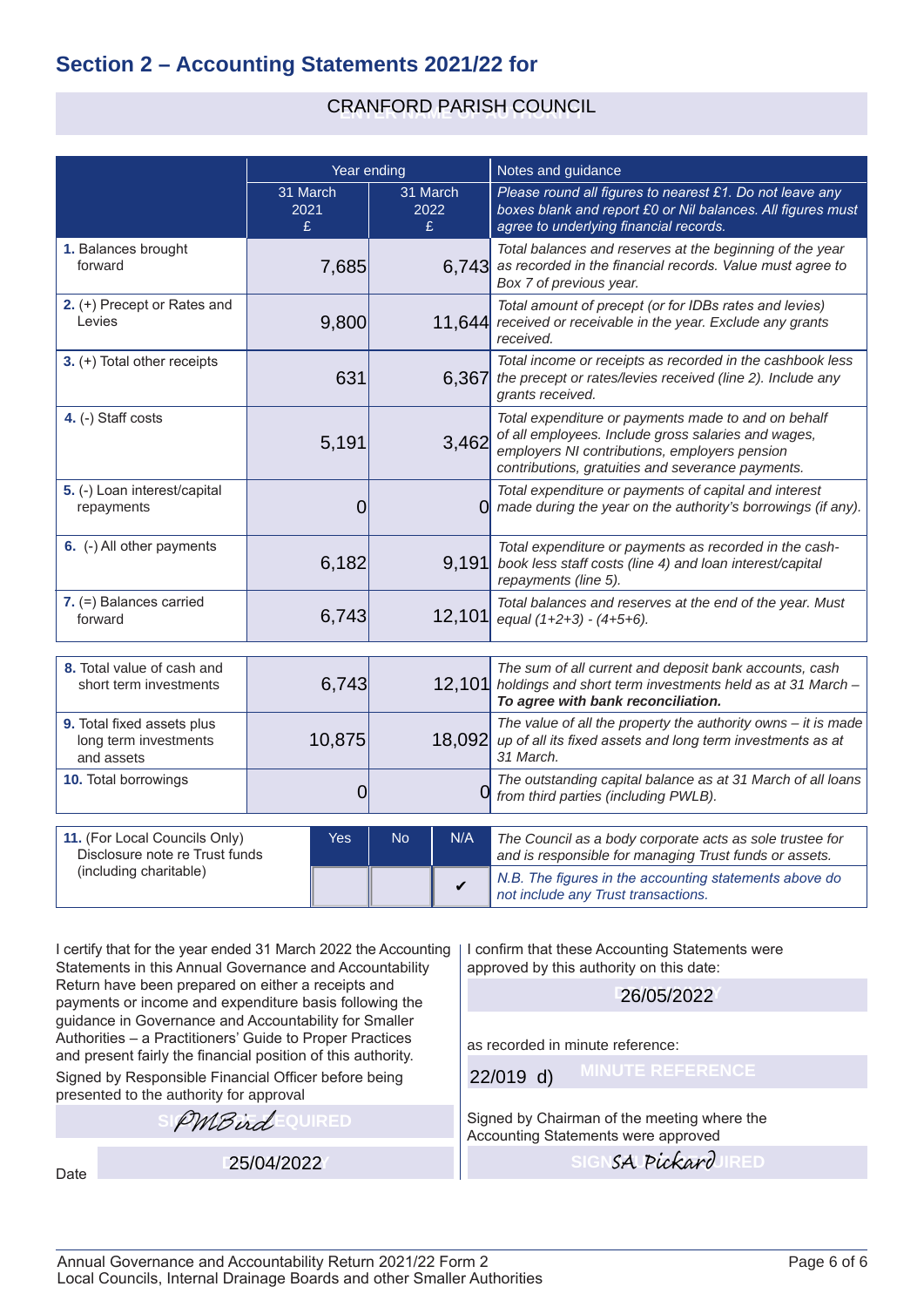## Section 2 – Accounting Statements 2021/22 for

CRANFORD PARISH COUNCIL

| | Year ending | | Notes and guidance |
|---|---|---|---|
| | 31 March 2021 £ | 31 March 2022 £ | *Please round all figures to nearest £1. Do not leave any boxes blank and report £0 or Nil balances. All figures must agree to underlying financial records.* |
| **1.** Balances brought forward | 7,685 | 6,743 | *Total balances and reserves at the beginning of the year as recorded in the financial records. Value must agree to Box 7 of previous year.* |
| **2.** (+) Precept or Rates and Levies | 9,800 | 11,644 | *Total amount of precept (or for IDBs rates and levies) received or receivable in the year. Exclude any grants received.* |
| **3.** (+) Total other receipts | 631 | 6,367 | *Total income or receipts as recorded in the cashbook less the precept or rates/levies received (line 2). Include any grants received.* |
| **4.** (-) Staff costs | 5,191 | 3,462 | *Total expenditure or payments made to and on behalf of all employees. Include gross salaries and wages, employers NI contributions, employers pension contributions, gratuities and severance payments.* |
| **5.** (-) Loan interest/capital repayments | 0 | 0 | *Total expenditure or payments of capital and interest made during the year on the authority's borrowings (if any).* |
| **6.** (-) All other payments | 6,182 | 9,191 | *Total expenditure or payments as recorded in the cash-book less staff costs (line 4) and loan interest/capital repayments (line 5).* |
| **7.** (=) Balances carried forward | 6,743 | 12,101 | *Total balances and reserves at the end of the year. Must equal (1+2+3) - (4+5+6).* |
| **8.** Total value of cash and short term investments | 6,743 | 12,101 | *The sum of all current and deposit bank accounts, cash holdings and short term investments held as at 31 March –* ***To agree with bank reconciliation.*** |
| **9.** Total fixed assets plus long term investments and assets | 10,875 | 18,092 | *The value of all the property the authority owns – it is made up of all its fixed assets and long term investments as at 31 March.* |
| **10.** Total borrowings | 0 | 0 | *The outstanding capital balance as at 31 March of all loans from third parties (including PWLB).* |

| | Yes | No | N/A | |
|---|---|---|---|---|
| **11.** (For Local Councils Only) Disclosure note re Trust funds (including charitable) | | | ✔ | *The Council as a body corporate acts as sole trustee for and is responsible for managing Trust funds or assets.* *N.B. The figures in the accounting statements above do not include any Trust transactions.* |

I certify that for the year ended 31 March 2022 the Accounting Statements in this Annual Governance and Accountability Return have been prepared on either a receipts and payments or income and expenditure basis following the guidance in Governance and Accountability for Smaller Authorities – a Practitioners' Guide to Proper Practices and present fairly the financial position of this authority.

Signed by Responsible Financial Officer before being presented to the authority for approval

PMBird

Date 25/04/2022

I confirm that these Accounting Statements were approved by this authority on this date:

26/05/2022

as recorded in minute reference:

22/019 d)

Signed by Chairman of the meeting where the Accounting Statements were approved

SA Pickard